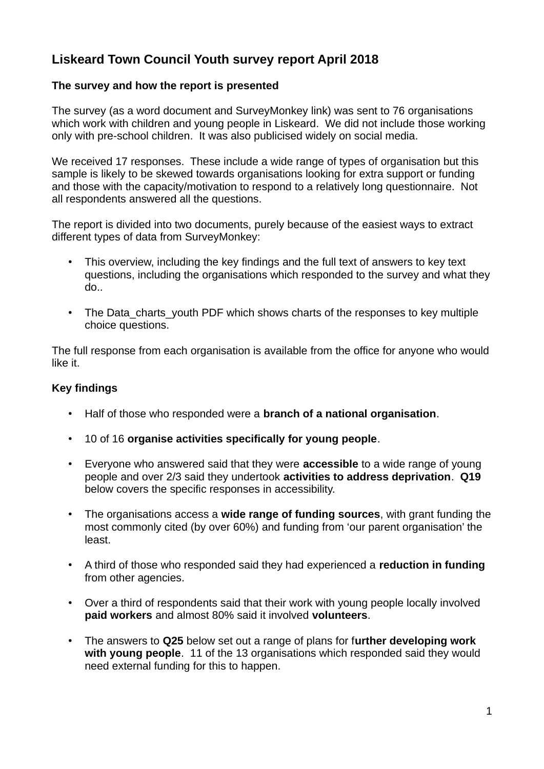# Liskeard Town Council Youth survey report April 2018

## The survey and how the report is presented

The survey (as a word document and SurveyMonkey link) was sent to 76 organisations which work with children and young people in Liskeard. We did not include those working only with pre-school children. It was also publicised widely on social media.

We received 17 responses. These include a wide range of types of organisation but this sample is likely to be skewed towards organisations looking for extra support or funding and those with the capacity/motivation to respond to a relatively long questionnaire. Not all respondents answered all the questions.

The report is divided into two documents, purely because of the easiest ways to extract different types of data from SurveyMonkey:

- This overview, including the key findings and the full text of answers to key text questions, including the organisations which responded to the survey and what they do..
- The Data_charts_youth PDF which shows charts of the responses to key multiple choice questions.

The full response from each organisation is available from the office for anyone who would like it.

## Key findings

- Half of those who responded were a **branch of a national organisation**.
- 10 of 16 **organise activities specifically for young people**.
- Everyone who answered said that they were **accessible** to a wide range of young people and over 2/3 said they undertook **activities to address deprivation**. **Q19** below covers the specific responses in accessibility.
- The organisations access a **wide range of funding sources**, with grant funding the most commonly cited (by over 60%) and funding from 'our parent organisation' the least.
- A third of those who responded said they had experienced a **reduction in funding** from other agencies.
- Over a third of respondents said that their work with young people locally involved **paid workers** and almost 80% said it involved **volunteers**.
- The answers to **Q25** below set out a range of plans for f**urther developing work with young people**. 11 of the 13 organisations which responded said they would need external funding for this to happen.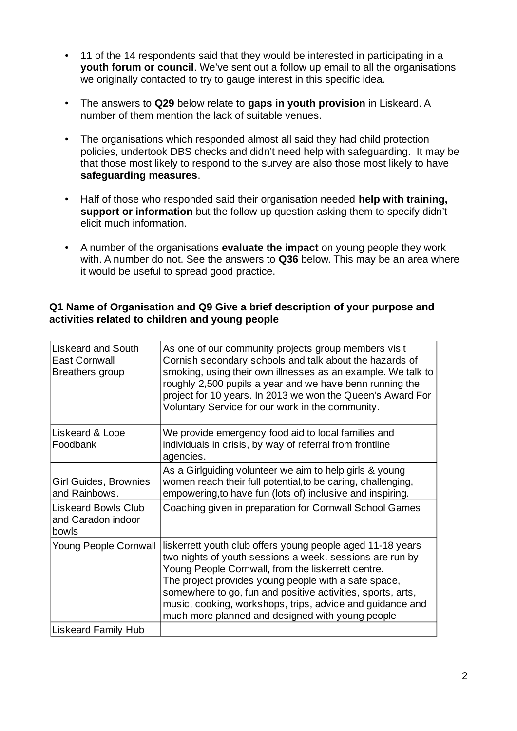- 11 of the 14 respondents said that they would be interested in participating in a **youth forum or council**. We've sent out a follow up email to all the organisations we originally contacted to try to gauge interest in this specific idea.

- The answers to **Q29** below relate to **gaps in youth provision** in Liskeard. A number of them mention the lack of suitable venues.

- The organisations which responded almost all said they had child protection policies, undertook DBS checks and didn't need help with safeguarding. It may be that those most likely to respond to the survey are also those most likely to have **safeguarding measures**.

- Half of those who responded said their organisation needed **help with training, support or information** but the follow up question asking them to specify didn't elicit much information.

- A number of the organisations **evaluate the impact** on young people they work with. A number do not. See the answers to **Q36** below. This may be an area where it would be useful to spread good practice.

**Q1 Name of Organisation and Q9 Give a brief description of your purpose and activities related to children and young people**

| | |
|---|---|
| Liskeard and South East Cornwall Breathers group | As one of our community projects group members visit Cornish secondary schools and talk about the hazards of smoking, using their own illnesses as an example. We talk to roughly 2,500 pupils a year and we have benn running the project for 10 years. In 2013 we won the Queen's Award For Voluntary Service for our work in the community. |
| Liskeard & Looe Foodbank | We provide emergency food aid to local families and individuals in crisis, by way of referral from frontline agencies. |
| Girl Guides, Brownies and Rainbows. | As a Girlguiding volunteer we aim to help girls & young women reach their full potential,to be caring, challenging, empowering,to have fun (lots of) inclusive and inspiring. |
| Liskeard Bowls Club and Caradon indoor bowls | Coaching given in preparation for Cornwall School Games |
| Young People Cornwall | liskerrett youth club offers young people aged 11-18 years two nights of youth sessions a week. sessions are run by Young People Cornwall, from the liskerrett centre. The project provides young people with a safe space, somewhere to go, fun and positive activities, sports, arts, music, cooking, workshops, trips, advice and guidance and much more planned and designed with young people |
| Liskeard Family Hub | |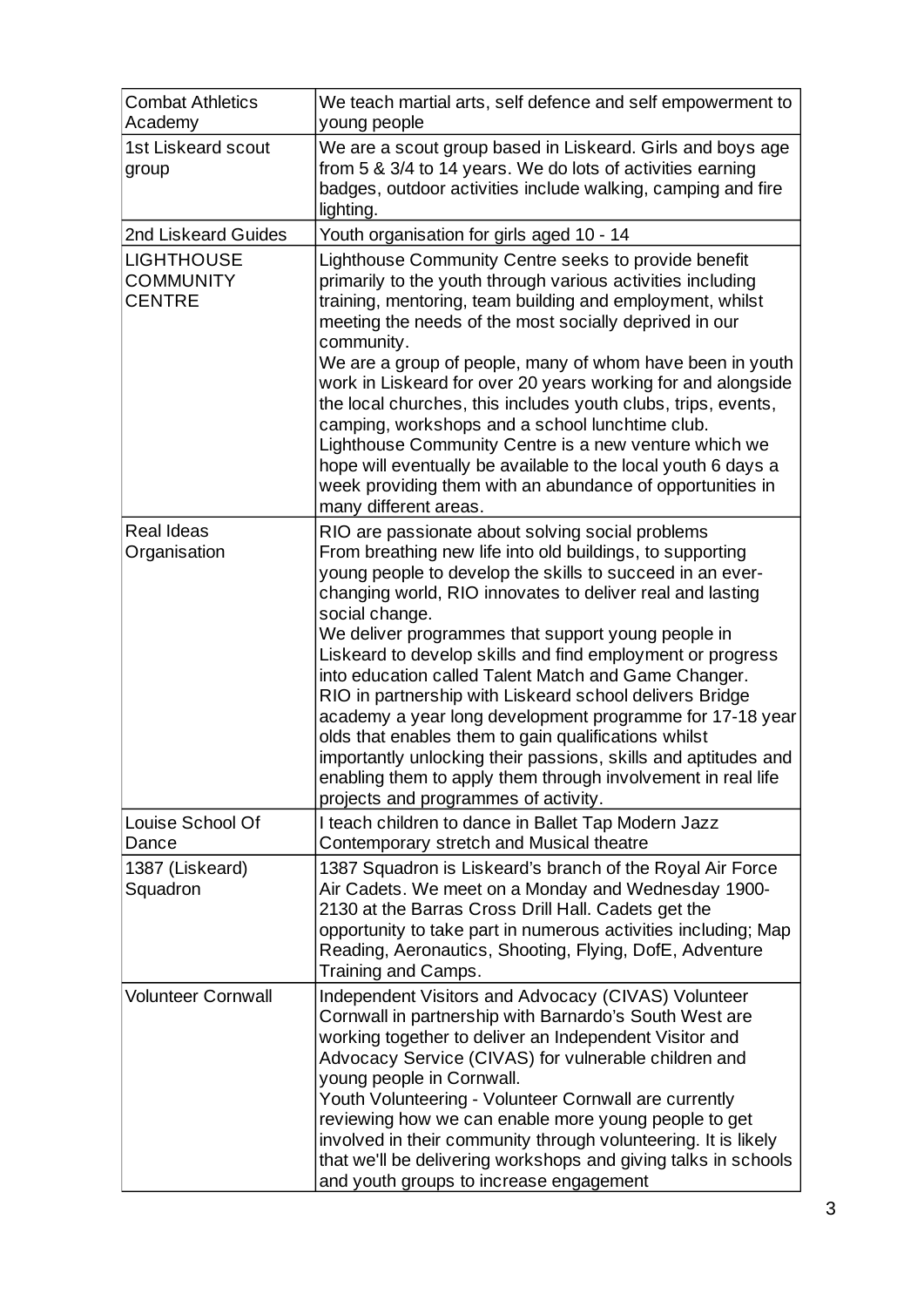| | |
|---|---|
| Combat Athletics Academy | We teach martial arts, self defence and self empowerment to young people |
| 1st Liskeard scout group | We are a scout group based in Liskeard. Girls and boys age from 5 & 3/4 to 14 years. We do lots of activities earning badges, outdoor activities include walking, camping and fire lighting. |
| 2nd Liskeard Guides | Youth organisation for girls aged 10 - 14 |
| LIGHTHOUSE COMMUNITY CENTRE | Lighthouse Community Centre seeks to provide benefit primarily to the youth through various activities including training, mentoring, team building and employment, whilst meeting the needs of the most socially deprived in our community.<br>We are a group of people, many of whom have been in youth work in Liskeard for over 20 years working for and alongside the local churches, this includes youth clubs, trips, events, camping, workshops and a school lunchtime club.<br>Lighthouse Community Centre is a new venture which we hope will eventually be available to the local youth 6 days a week providing them with an abundance of opportunities in many different areas. |
| Real Ideas Organisation | RIO are passionate about solving social problems<br>From breathing new life into old buildings, to supporting young people to develop the skills to succeed in an ever-changing world, RIO innovates to deliver real and lasting social change.<br>We deliver programmes that support young people in Liskeard to develop skills and find employment or progress into education called Talent Match and Game Changer.<br>RIO in partnership with Liskeard school delivers Bridge academy a year long development programme for 17-18 year olds that enables them to gain qualifications whilst importantly unlocking their passions, skills and aptitudes and enabling them to apply them through involvement in real life projects and programmes of activity. |
| Louise School Of Dance | I teach children to dance in Ballet Tap Modern Jazz Contemporary stretch and Musical theatre |
| 1387 (Liskeard) Squadron | 1387 Squadron is Liskeard's branch of the Royal Air Force Air Cadets. We meet on a Monday and Wednesday 1900-2130 at the Barras Cross Drill Hall. Cadets get the opportunity to take part in numerous activities including; Map Reading, Aeronautics, Shooting, Flying, DofE, Adventure Training and Camps. |
| Volunteer Cornwall | Independent Visitors and Advocacy (CIVAS) Volunteer Cornwall in partnership with Barnardo's South West are working together to deliver an Independent Visitor and Advocacy Service (CIVAS) for vulnerable children and young people in Cornwall.<br>Youth Volunteering - Volunteer Cornwall are currently reviewing how we can enable more young people to get involved in their community through volunteering. It is likely that we'll be delivering workshops and giving talks in schools and youth groups to increase engagement |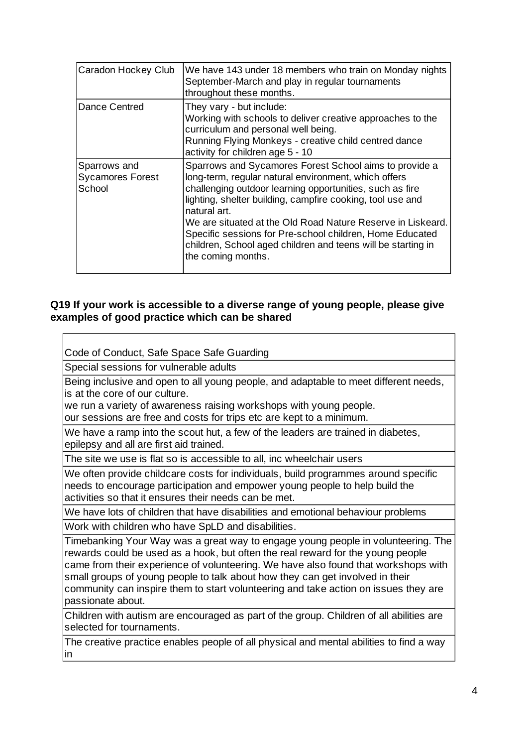| | |
|---|---|
| Caradon Hockey Club | We have 143 under 18 members who train on Monday nights September-March and play in regular tournaments throughout these months. |
| Dance Centred | They vary - but include:<br>Working with schools to deliver creative approaches to the curriculum and personal well being.<br>Running Flying Monkeys - creative child centred dance activity for children age 5 - 10 |
| Sparrows and Sycamores Forest School | Sparrows and Sycamores Forest School aims to provide a long-term, regular natural environment, which offers challenging outdoor learning opportunities, such as fire lighting, shelter building, campfire cooking, tool use and natural art.<br>We are situated at the Old Road Nature Reserve in Liskeard. Specific sessions for Pre-school children, Home Educated children, School aged children and teens will be starting in the coming months. |

**Q19 If your work is accessible to a diverse range of young people, please give examples of good practice which can be shared**

| |
|---|
| Code of Conduct, Safe Space Safe Guarding |
| Special sessions for vulnerable adults |
| Being inclusive and open to all young people, and adaptable to meet different needs, is at the core of our culture.<br>we run a variety of awareness raising workshops with young people.<br>our sessions are free and costs for trips etc are kept to a minimum. |
| We have a ramp into the scout hut, a few of the leaders are trained in diabetes, epilepsy and all are first aid trained. |
| The site we use is flat so is accessible to all, inc wheelchair users |
| We often provide childcare costs for individuals, build programmes around specific needs to encourage participation and empower young people to help build the activities so that it ensures their needs can be met. |
| We have lots of children that have disabilities and emotional behaviour problems |
| Work with children who have SpLD and disabilities. |
| Timebanking Your Way was a great way to engage young people in volunteering. The rewards could be used as a hook, but often the real reward for the young people came from their experience of volunteering. We have also found that workshops with small groups of young people to talk about how they can get involved in their community can inspire them to start volunteering and take action on issues they are passionate about. |
| Children with autism are encouraged as part of the group. Children of all abilities are selected for tournaments. |
| The creative practice enables people of all physical and mental abilities to find a way in |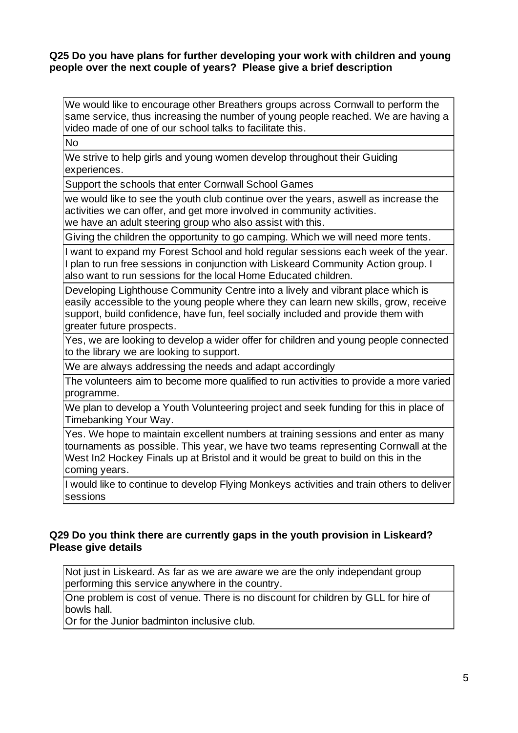**Q25 Do you have plans for further developing your work with children and young people over the next couple of years? Please give a brief description**

| |
|---|
| We would like to encourage other Breathers groups across Cornwall to perform the same service, thus increasing the number of young people reached. We are having a video made of one of our school talks to facilitate this. |
| No |
| We strive to help girls and young women develop throughout their Guiding experiences. |
| Support the schools that enter Cornwall School Games |
| we would like to see the youth club continue over the years, aswell as increase the activities we can offer, and get more involved in community activities.<br>we have an adult steering group who also assist with this. |
| Giving the children the opportunity to go camping. Which we will need more tents. |
| I want to expand my Forest School and hold regular sessions each week of the year. I plan to run free sessions in conjunction with Liskeard Community Action group. I also want to run sessions for the local Home Educated children. |
| Developing Lighthouse Community Centre into a lively and vibrant place which is easily accessible to the young people where they can learn new skills, grow, receive support, build confidence, have fun, feel socially included and provide them with greater future prospects. |
| Yes, we are looking to develop a wider offer for children and young people connected to the library we are looking to support. |
| We are always addressing the needs and adapt accordingly |
| The volunteers aim to become more qualified to run activities to provide a more varied programme. |
| We plan to develop a Youth Volunteering project and seek funding for this in place of Timebanking Your Way. |
| Yes. We hope to maintain excellent numbers at training sessions and enter as many tournaments as possible. This year, we have two teams representing Cornwall at the West In2 Hockey Finals up at Bristol and it would be great to build on this in the coming years. |
| I would like to continue to develop Flying Monkeys activities and train others to deliver sessions |

**Q29 Do you think there are currently gaps in the youth provision in Liskeard? Please give details**

| |
|---|
| Not just in Liskeard. As far as we are aware we are the only independant group performing this service anywhere in the country. |
| One problem is cost of venue. There is no discount for children by GLL for hire of bowls hall.<br>Or for the Junior badminton inclusive club. |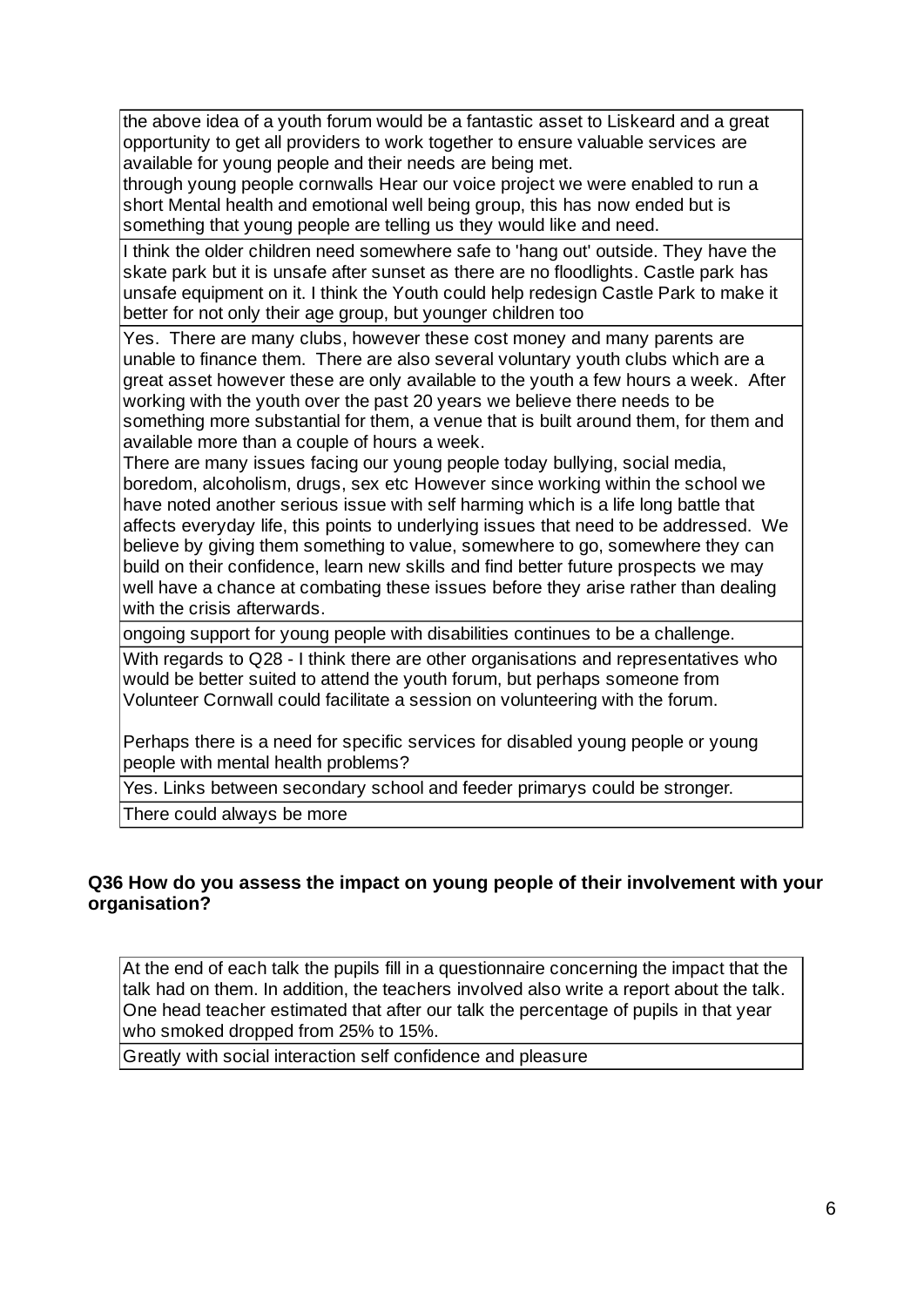| |
|---|
| the above idea of a youth forum would be a fantastic asset to Liskeard and a great opportunity to get all providers to work together to ensure valuable services are available for young people and their needs are being met.<br>through young people cornwalls Hear our voice project we were enabled to run a short Mental health and emotional well being group, this has now ended but is something that young people are telling us they would like and need. |
| I think the older children need somewhere safe to 'hang out' outside. They have the skate park but it is unsafe after sunset as there are no floodlights. Castle park has unsafe equipment on it. I think the Youth could help redesign Castle Park to make it better for not only their age group, but younger children too |
| Yes. There are many clubs, however these cost money and many parents are unable to finance them. There are also several voluntary youth clubs which are a great asset however these are only available to the youth a few hours a week. After working with the youth over the past 20 years we believe there needs to be something more substantial for them, a venue that is built around them, for them and available more than a couple of hours a week.<br>There are many issues facing our young people today bullying, social media, boredom, alcoholism, drugs, sex etc However since working within the school we have noted another serious issue with self harming which is a life long battle that affects everyday life, this points to underlying issues that need to be addressed. We believe by giving them something to value, somewhere to go, somewhere they can build on their confidence, learn new skills and find better future prospects we may well have a chance at combating these issues before they arise rather than dealing with the crisis afterwards. |
| ongoing support for young people with disabilities continues to be a challenge. |
| With regards to Q28 - I think there are other organisations and representatives who would be better suited to attend the youth forum, but perhaps someone from Volunteer Cornwall could facilitate a session on volunteering with the forum.<br><br>Perhaps there is a need for specific services for disabled young people or young people with mental health problems? |
| Yes. Links between secondary school and feeder primarys could be stronger. |
| There could always be more |

**Q36 How do you assess the impact on young people of their involvement with your organisation?**

| |
|---|
| At the end of each talk the pupils fill in a questionnaire concerning the impact that the talk had on them. In addition, the teachers involved also write a report about the talk. One head teacher estimated that after our talk the percentage of pupils in that year who smoked dropped from 25% to 15%. |
| Greatly with social interaction self confidence and pleasure |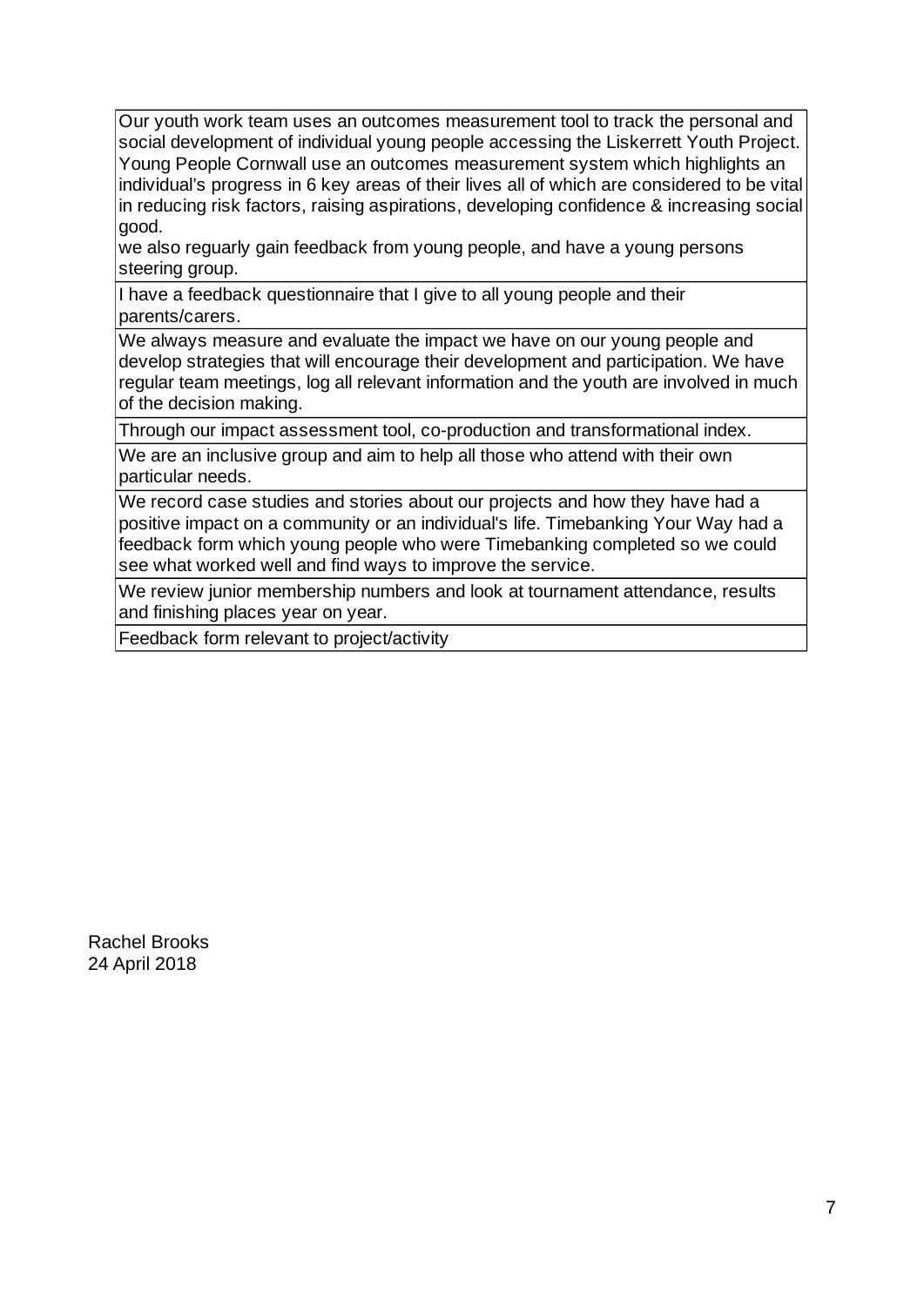| |
|---|
| Our youth work team uses an outcomes measurement tool to track the personal and social development of individual young people accessing the Liskerrett Youth Project. Young People Cornwall use an outcomes measurement system which highlights an individual's progress in 6 key areas of their lives all of which are considered to be vital in reducing risk factors, raising aspirations, developing confidence & increasing social good. we also reguarly gain feedback from young people, and have a young persons steering group. |
| I have a feedback questionnaire that I give to all young people and their parents/carers. |
| We always measure and evaluate the impact we have on our young people and develop strategies that will encourage their development and participation. We have regular team meetings, log all relevant information and the youth are involved in much of the decision making. |
| Through our impact assessment tool, co-production and transformational index. |
| We are an inclusive group and aim to help all those who attend with their own particular needs. |
| We record case studies and stories about our projects and how they have had a positive impact on a community or an individual's life. Timebanking Your Way had a feedback form which young people who were Timebanking completed so we could see what worked well and find ways to improve the service. |
| We review junior membership numbers and look at tournament attendance, results and finishing places year on year. |
| Feedback form relevant to project/activity |

Rachel Brooks
24 April 2018